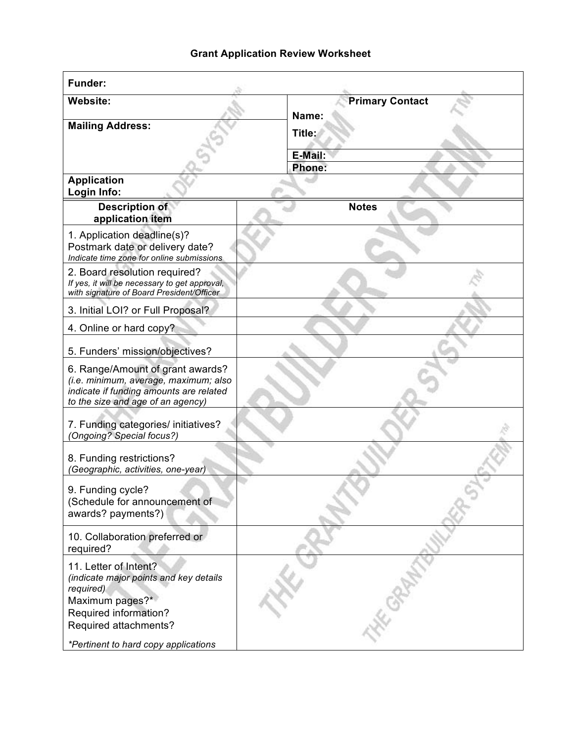# Grant Application Review Worksheet

| **Funder:** | |
|---|---|
| **Website:** | **Primary Contact**<br>**Name:**<br>**Title:** |
| **Mailing Address:** | **E-Mail:** |
| | **Phone:** |
| **Application Login Info:** | |

| **Description of application item** | **Notes** |
|---|---|
| 1. Application deadline(s)? Postmark date or delivery date? *Indicate time zone for online submissions* | |
| 2. Board resolution required? *If yes, it will be necessary to get approval, with signature of Board President/Officer* | |
| 3. Initial LOI? or Full Proposal? | |
| 4. Online or hard copy? | |
| 5. Funders' mission/objectives? | |
| 6. Range/Amount of grant awards? *(i.e. minimum, average, maximum; also indicate if funding amounts are related to the size and age of an agency)* | |
| 7. Funding categories/ initiatives? *(Ongoing? Special focus?)* | |
| 8. Funding restrictions? *(Geographic, activities, one-year)* | |
| 9. Funding cycle? (Schedule for announcement of awards? payments?) | |
| 10. Collaboration preferred or required? | |
| 11. Letter of Intent? *(indicate major points and key details required)* Maximum pages?* Required information? Required attachments? *\*Pertinent to hard copy applications* | |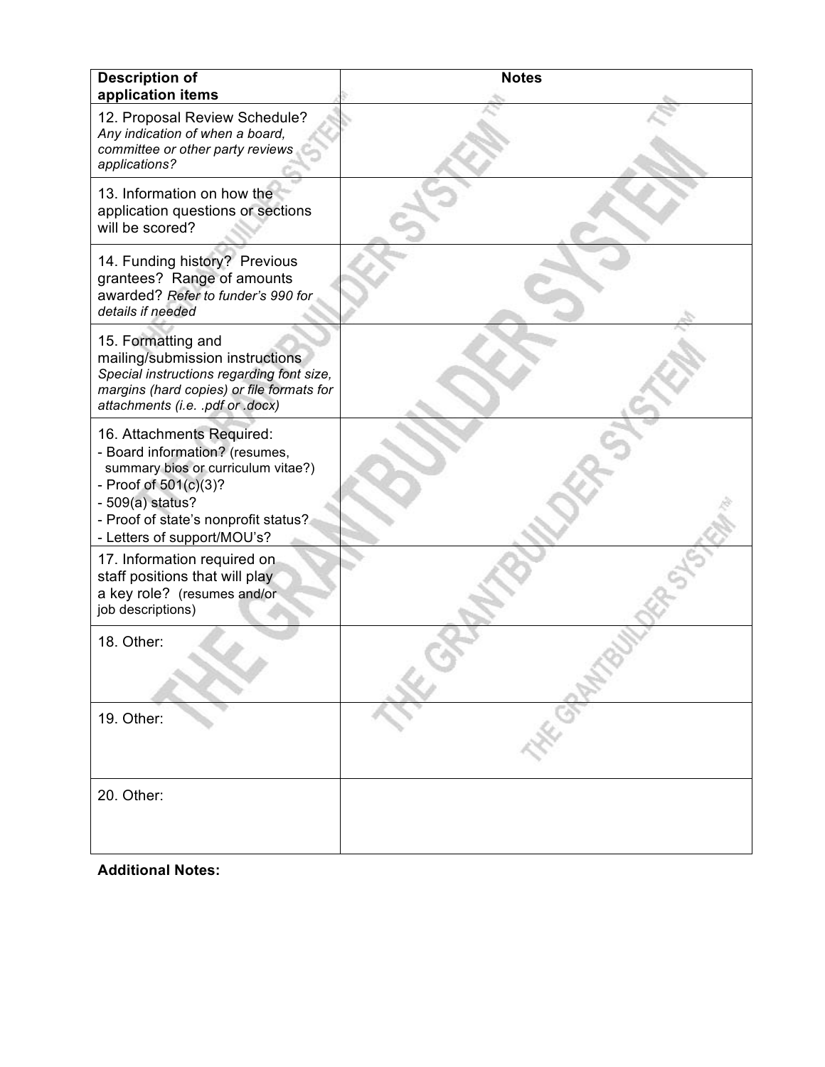| Description of application items | Notes |
|---|---|
| 12. Proposal Review Schedule? *Any indication of when a board, committee or other party reviews applications?* | |
| 13. Information on how the application questions or sections will be scored? | |
| 14. Funding history? Previous grantees? Range of amounts awarded? *Refer to funder's 990 for details if needed* | |
| 15. Formatting and mailing/submission instructions *Special instructions regarding font size, margins (hard copies) or file formats for attachments (i.e. .pdf or .docx)* | |
| 16. Attachments Required:<br>- Board information? (resumes, summary bios or curriculum vitae?)<br>- Proof of 501(c)(3)?<br>- 509(a) status?<br>- Proof of state's nonprofit status?<br>- Letters of support/MOU's? | |
| 17. Information required on staff positions that will play a key role? (resumes and/or job descriptions) | |
| 18. Other: | |
| 19. Other: | |
| 20. Other: | |

**Additional Notes:**